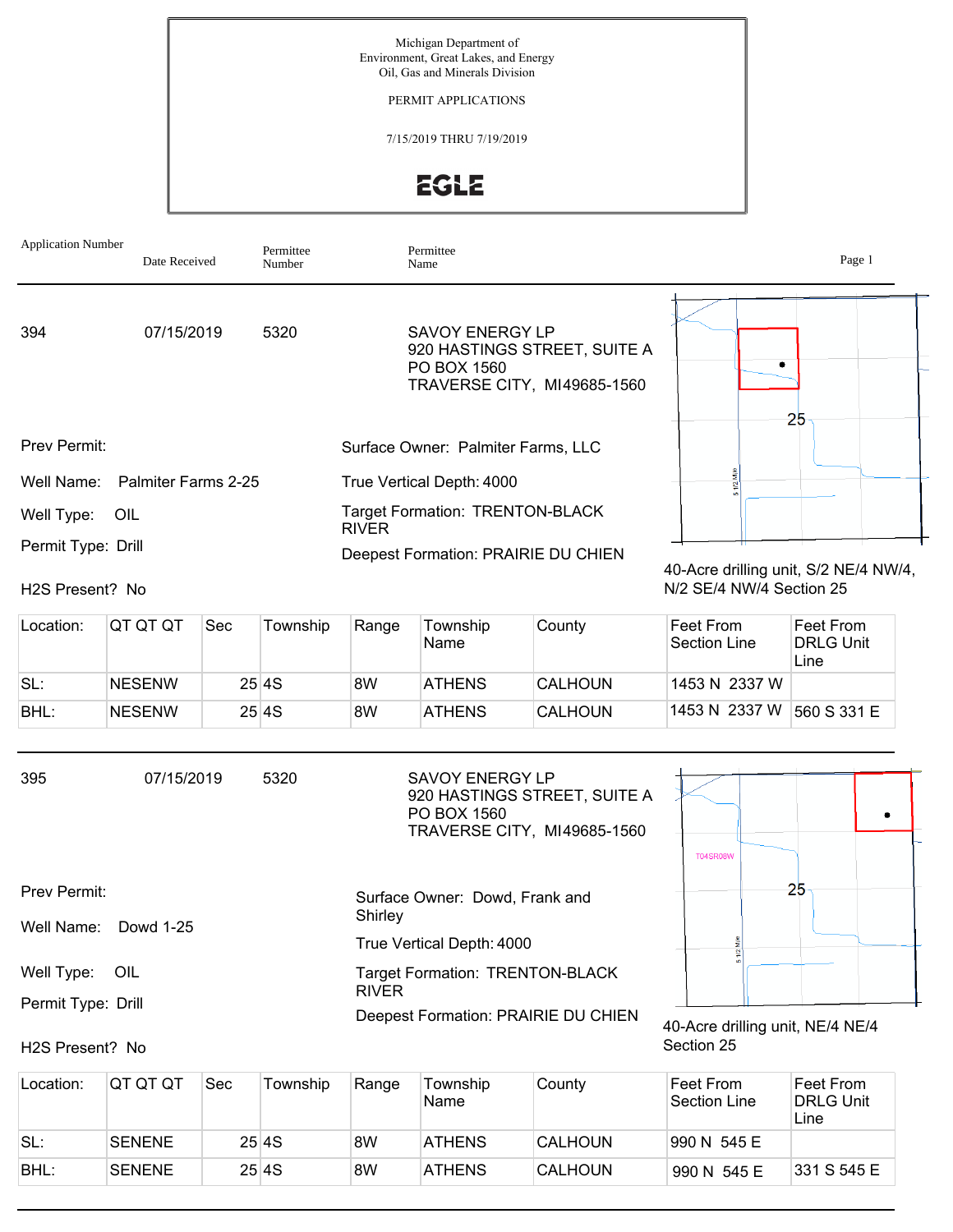Michigan Department of
Environment, Great Lakes, and Energy
Oil, Gas and Minerals Division

PERMIT APPLICATIONS

7/15/2019 THRU 7/19/2019

EGLE

| Application Number | Date Received | Permittee Number | Permittee Name |
|---|---|---|---|

---

**394** | 07/15/2019 | 5320 | SAVOY ENERGY LP
920 HASTINGS STREET, SUITE A
PO BOX 1560
TRAVERSE CITY, MI49685-1560

Prev Permit:

Well Name: Palmiter Farms 2-25

Well Type: OIL

Permit Type: Drill

H2S Present? No

Surface Owner: Palmiter Farms, LLC

True Vertical Depth: 4000

Target Formation: TRENTON-BLACK RIVER

Deepest Formation: PRAIRIE DU CHIEN

40-Acre drilling unit, S/2 NE/4 NW/4, N/2 SE/4 NW/4 Section 25

| Location: | QT QT QT | Sec | Township | Range | Township Name | County | Feet From Section Line | Feet From DRLG Unit Line |
|---|---|---|---|---|---|---|---|---|
| SL: | NESENW | 25 | 4S | 8W | ATHENS | CALHOUN | 1453 N 2337 W | |
| BHL: | NESENW | 25 | 4S | 8W | ATHENS | CALHOUN | 1453 N 2337 W | 560 S 331 E |

---

**395** | 07/15/2019 | 5320 | SAVOY ENERGY LP
920 HASTINGS STREET, SUITE A
PO BOX 1560
TRAVERSE CITY, MI49685-1560

Prev Permit:

Well Name: Dowd 1-25

Well Type: OIL

Permit Type: Drill

H2S Present? No

Surface Owner: Dowd, Frank and Shirley

True Vertical Depth: 4000

Target Formation: TRENTON-BLACK RIVER

Deepest Formation: PRAIRIE DU CHIEN

40-Acre drilling unit, NE/4 NE/4 Section 25

| Location: | QT QT QT | Sec | Township | Range | Township Name | County | Feet From Section Line | Feet From DRLG Unit Line |
|---|---|---|---|---|---|---|---|---|
| SL: | SENENE | 25 | 4S | 8W | ATHENS | CALHOUN | 990 N 545 E | |
| BHL: | SENENE | 25 | 4S | 8W | ATHENS | CALHOUN | 990 N 545 E | 331 S 545 E |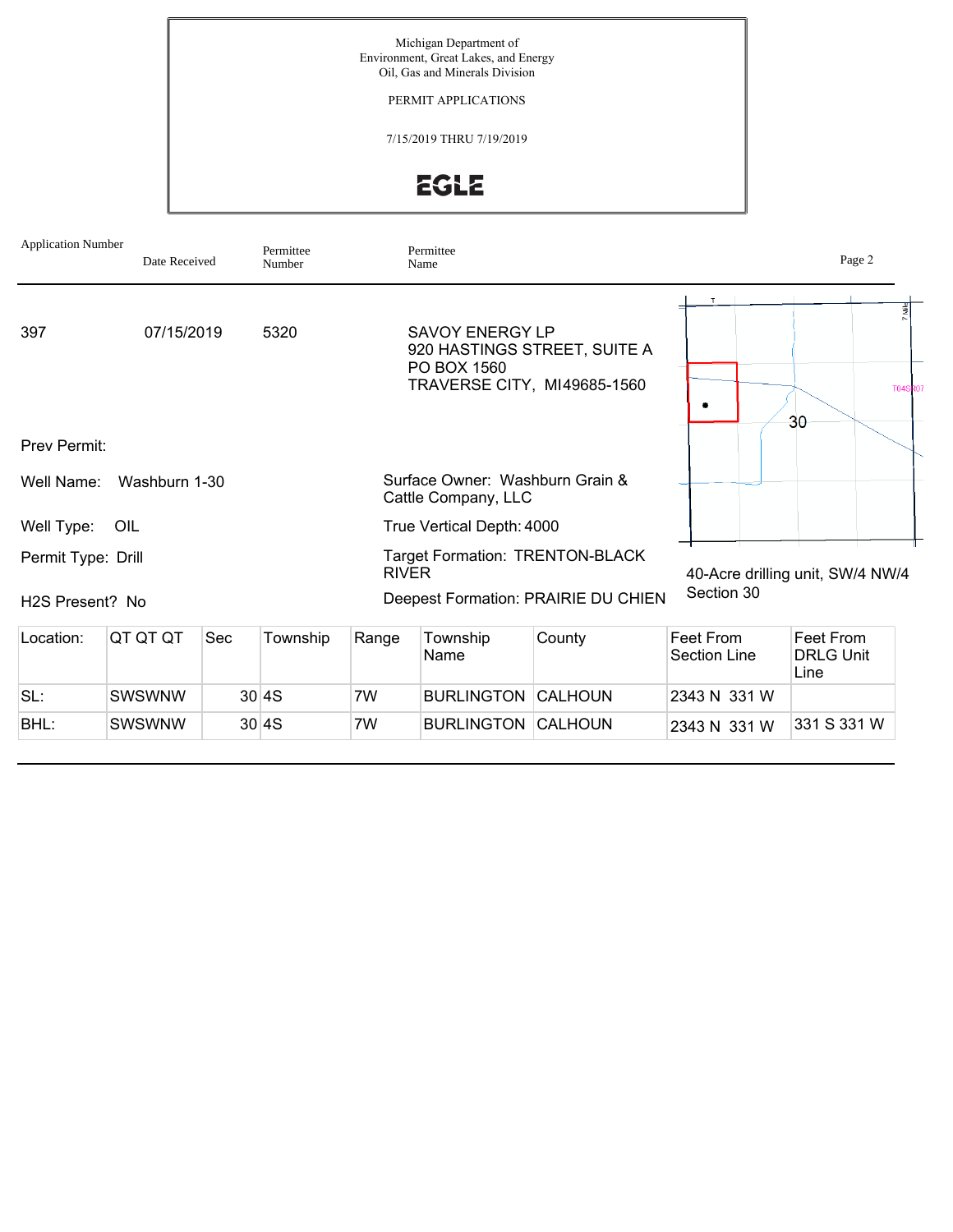Michigan Department of
Environment, Great Lakes, and Energy
Oil, Gas and Minerals Division

PERMIT APPLICATIONS

7/15/2019 THRU 7/19/2019

EGLE

| Application Number | Date Received | Permittee Number | Permittee Name |
|---|---|---|---|
| 397 | 07/15/2019 | 5320 | SAVOY ENERGY LP<br>920 HASTINGS STREET, SUITE A<br>PO BOX 1560<br>TRAVERSE CITY, MI49685-1560 |

Prev Permit:

Well Name: Washburn 1-30

Well Type: OIL

Permit Type: Drill

H2S Present? No

Surface Owner: Washburn Grain & Cattle Company, LLC

True Vertical Depth: 4000

Target Formation: TRENTON-BLACK RIVER

Deepest Formation: PRAIRIE DU CHIEN

40-Acre drilling unit, SW/4 NW/4 Section 30

| Location: | QT QT QT | Sec | Township | Range | Township Name | County | Feet From Section Line | Feet From DRLG Unit Line |
|---|---|---|---|---|---|---|---|---|
| SL: | SWSWNW | 30 | 4S | 7W | BURLINGTON | CALHOUN | 2343 N 331 W | |
| BHL: | SWSWNW | 30 | 4S | 7W | BURLINGTON | CALHOUN | 2343 N 331 W | 331 S 331 W |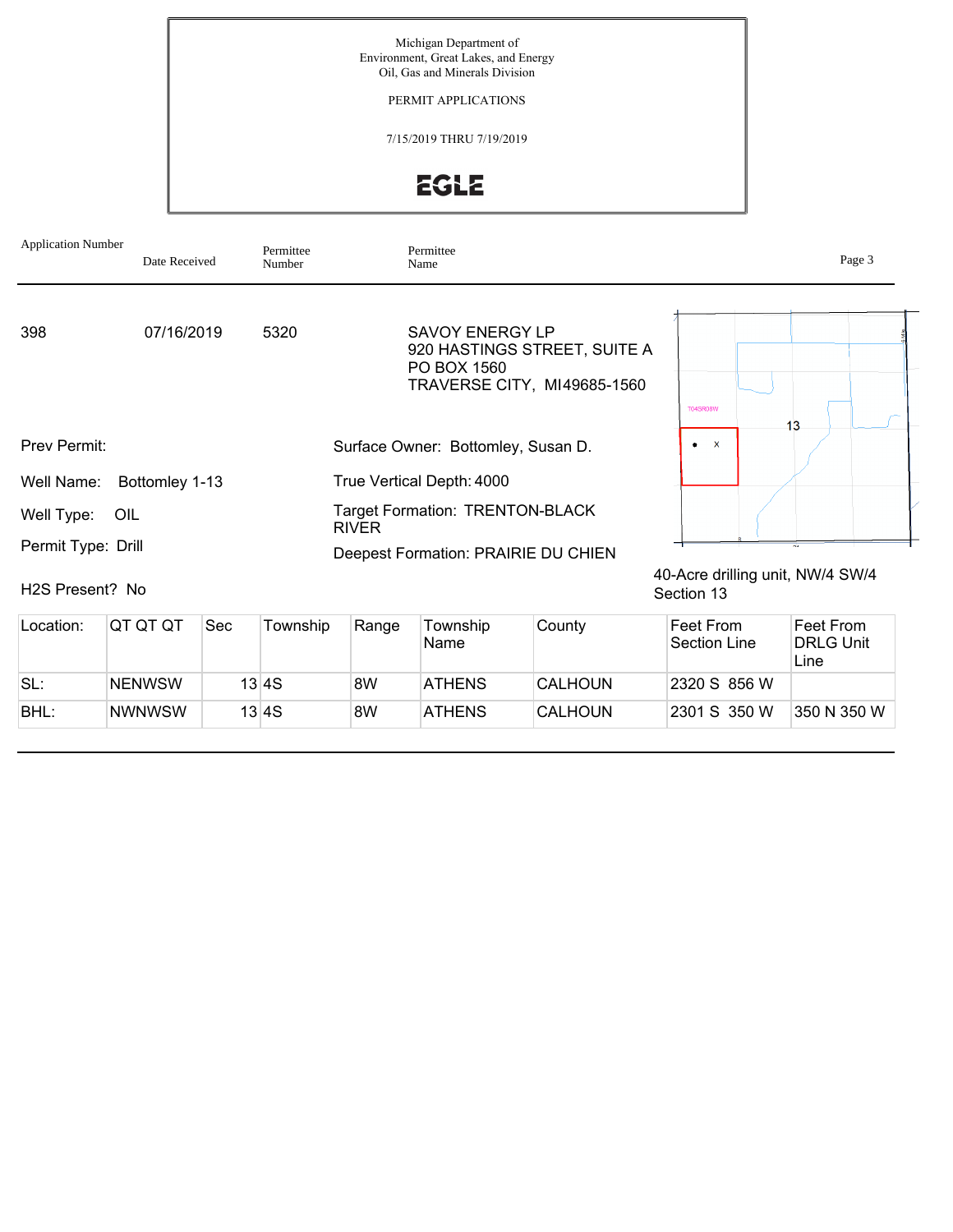Michigan Department of
Environment, Great Lakes, and Energy
Oil, Gas and Minerals Division

PERMIT APPLICATIONS

7/15/2019 THRU 7/19/2019

EGLE

| Application Number | Date Received | Permittee Number | Permittee Name |
|---|---|---|---|
| 398 | 07/16/2019 | 5320 | SAVOY ENERGY LP<br>920 HASTINGS STREET, SUITE A<br>PO BOX 1560<br>TRAVERSE CITY, MI49685-1560 |

Prev Permit:

Well Name: Bottomley 1-13

Well Type: OIL

Permit Type: Drill

H2S Present? No

Surface Owner: Bottomley, Susan D.

True Vertical Depth: 4000

Target Formation: TRENTON-BLACK RIVER

Deepest Formation: PRAIRIE DU CHIEN

40-Acre drilling unit, NW/4 SW/4 Section 13

| Location: | QT QT QT | Sec | Township | Range | Township Name | County | Feet From Section Line | Feet From DRLG Unit Line |
|---|---|---|---|---|---|---|---|---|
| SL: | NENWSW | 13 | 4S | 8W | ATHENS | CALHOUN | 2320 S 856 W | |
| BHL: | NWNWSW | 13 | 4S | 8W | ATHENS | CALHOUN | 2301 S 350 W | 350 N 350 W |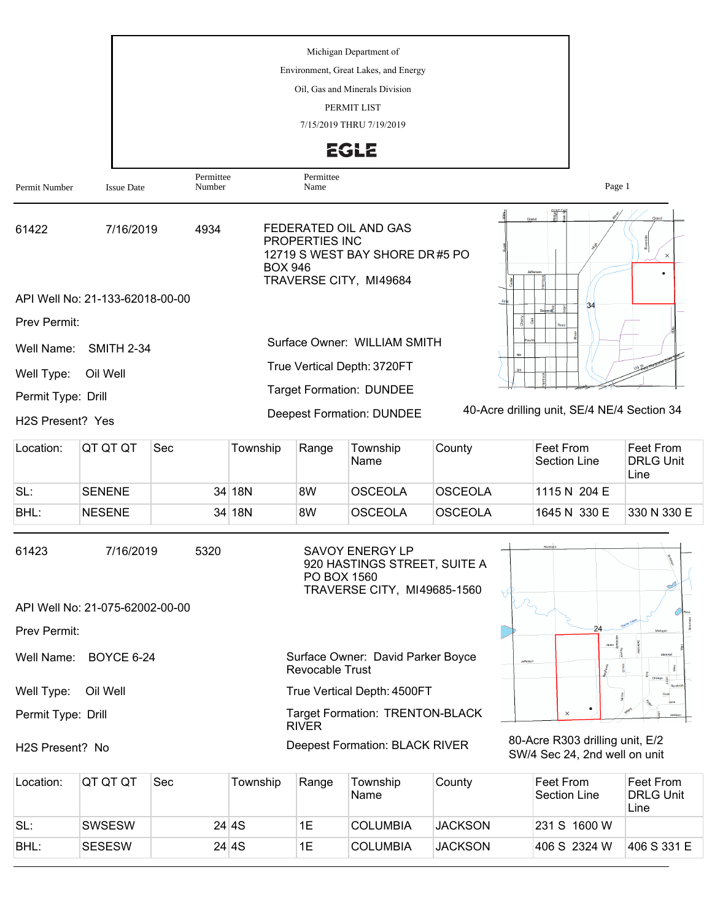Michigan Department of
Environment, Great Lakes, and Energy
Oil, Gas and Minerals Division
PERMIT LIST
7/15/2019 THRU 7/19/2019

EGLE

| Permit Number | Issue Date | Permittee Number | Permittee Name |
|---|---|---|---|

61422 | 7/16/2019 | 4934 | FEDERATED OIL AND GAS PROPERTIES INC
12719 S WEST BAY SHORE DR #5 PO BOX 946
TRAVERSE CITY, MI49684

API Well No: 21-133-62018-00-00

Prev Permit:

Well Name: SMITH 2-34

Well Type: Oil Well

Permit Type: Drill

H2S Present? Yes

Surface Owner: WILLIAM SMITH

True Vertical Depth: 3720FT

Target Formation: DUNDEE

Deepest Formation: DUNDEE

40-Acre drilling unit, SE/4 NE/4 Section 34

| Location: | QT QT QT | Sec | Township | Range | Township Name | County | Feet From Section Line | Feet From DRLG Unit Line |
|---|---|---|---|---|---|---|---|---|
| SL: | SENENE | 34 | 18N | 8W | OSCEOLA | OSCEOLA | 1115 N 204 E | |
| BHL: | NESENE | 34 | 18N | 8W | OSCEOLA | OSCEOLA | 1645 N 330 E | 330 N 330 E |

---

61423 | 7/16/2019 | 5320 | SAVOY ENERGY LP
920 HASTINGS STREET, SUITE A
PO BOX 1560
TRAVERSE CITY, MI49685-1560

API Well No: 21-075-62002-00-00

Prev Permit:

Well Name: BOYCE 6-24

Well Type: Oil Well

Permit Type: Drill

H2S Present? No

Surface Owner: David Parker Boyce Revocable Trust

True Vertical Depth: 4500FT

Target Formation: TRENTON-BLACK RIVER

Deepest Formation: BLACK RIVER

80-Acre R303 drilling unit, E/2 SW/4 Sec 24, 2nd well on unit

| Location: | QT QT QT | Sec | Township | Range | Township Name | County | Feet From Section Line | Feet From DRLG Unit Line |
|---|---|---|---|---|---|---|---|---|
| SL: | SWSESW | 24 | 4S | 1E | COLUMBIA | JACKSON | 231 S 1600 W | |
| BHL: | SESESW | 24 | 4S | 1E | COLUMBIA | JACKSON | 406 S 2324 W | 406 S 331 E |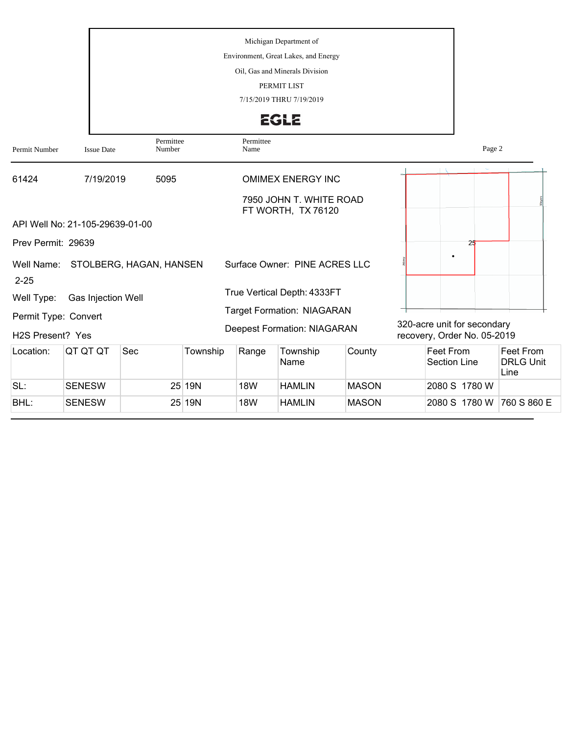Michigan Department of
Environment, Great Lakes, and Energy
Oil, Gas and Minerals Division
PERMIT LIST
7/15/2019 THRU 7/19/2019

EGLE

| Permit Number | Issue Date | Permittee Number | Permittee Name |
| --- | --- | --- | --- |
| 61424 | 7/19/2019 | 5095 | OMIMEX ENERGY INC |

7950 JOHN T. WHITE ROAD
FT WORTH, TX 76120

API Well No: 21-105-29639-01-00

Prev Permit: 29639

Well Name: STOLBERG, HAGAN, HANSEN 2-25

Surface Owner: PINE ACRES LLC

Well Type: Gas Injection Well

True Vertical Depth: 4333FT

Permit Type: Convert

Target Formation: NIAGARAN

H2S Present? Yes

Deepest Formation: NIAGARAN

25

320-acre unit for secondary recovery, Order No. 05-2019

| Location: | QT QT QT | Sec | Township | Range | Township Name | County | Feet From Section Line | Feet From DRLG Unit Line |
| --- | --- | --- | --- | --- | --- | --- | --- | --- |
| SL: | SENESW | 25 | 19N | 18W | HAMLIN | MASON | 2080 S 1780 W | |
| BHL: | SENESW | 25 | 19N | 18W | HAMLIN | MASON | 2080 S 1780 W | 760 S 860 E |